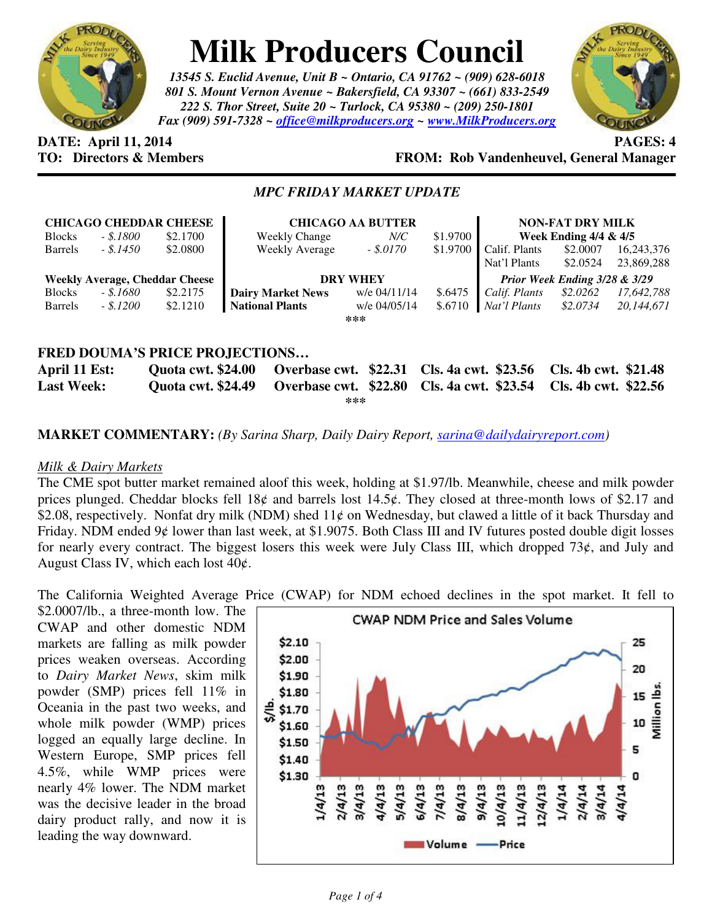# Milk Producers Council

***13545 S. Euclid Avenue, Unit B ~ Ontario, CA 91762 ~ (909) 628-6018***
***801 S. Mount Vernon Avenue ~ Bakersfield, CA 93307 ~ (661) 833-2549***
***222 S. Thor Street, Suite 20 ~ Turlock, CA 95380 ~ (209) 250-1801***
***Fax (909) 591-7328 ~ office@milkproducers.org ~ www.MilkProducers.org***

**DATE: April 11, 2014** **PAGES: 4**
**TO: Directors & Members** **FROM: Rob Vandenheuvel, General Manager**

## *MPC FRIDAY MARKET UPDATE*

| **CHICAGO CHEDDAR CHEESE** | | | **CHICAGO AA BUTTER** | | | **NON-FAT DRY MILK** | | |
|---|---|---|---|---|---|---|---|---|
| | | | | | | **Week Ending 4/4 & 4/5** | | |
| Blocks | *- $.1800* | $2.1700 | Weekly Change | *N/C* | $1.9700 | Calif. Plants | $2.0007 | 16,243,376 |
| Barrels | *- $.1450* | $2.0800 | Weekly Average | *- $.0170* | $1.9700 | Nat'l Plants | $2.0524 | 23,869,288 |
| **Weekly Average, Cheddar Cheese** | | | **DRY WHEY** | | | ***Prior Week Ending 3/28 & 3/29*** | | |
| Blocks | *- $.1680* | $2.2175 | **Dairy Market News** | w/e 04/11/14 | $.6475 | *Calif. Plants* | *$2.0262* | *17,642,788* |
| Barrels | *- $.1200* | $2.1210 | **National Plants** | w/e 04/05/14 | $.6710 | *Nat'l Plants* | *$2.0734* | *20,144,671* |

\*\*\*

**FRED DOUMA'S PRICE PROJECTIONS…**

| | | | | |
|---|---|---|---|---|
| **April 11 Est:** | **Quota cwt. $24.00** | **Overbase cwt. $22.31** | **Cls. 4a cwt. $23.56** | **Cls. 4b cwt. $21.48** |
| **Last Week:** | **Quota cwt. $24.49** | **Overbase cwt. $22.80** | **Cls. 4a cwt. $23.54** | **Cls. 4b cwt. $22.56** |

\*\*\*

**MARKET COMMENTARY:** *(By Sarina Sharp, Daily Dairy Report, sarina@dailydairyreport.com)*

*Milk & Dairy Markets*

The CME spot butter market remained aloof this week, holding at $1.97/lb. Meanwhile, cheese and milk powder prices plunged. Cheddar blocks fell 18¢ and barrels lost 14.5¢. They closed at three-month lows of $2.17 and $2.08, respectively. Nonfat dry milk (NDM) shed 11¢ on Wednesday, but clawed a little of it back Thursday and Friday. NDM ended 9¢ lower than last week, at $1.9075. Both Class III and IV futures posted double digit losses for nearly every contract. The biggest losers this week were July Class III, which dropped 73¢, and July and August Class IV, which each lost 40¢.

The California Weighted Average Price (CWAP) for NDM echoed declines in the spot market. It fell to $2.0007/lb., a three-month low. The CWAP and other domestic NDM markets are falling as milk powder prices weaken overseas. According to *Dairy Market News*, skim milk powder (SMP) prices fell 11% in Oceania in the past two weeks, and whole milk powder (WMP) prices logged an equally large decline. In Western Europe, SMP prices fell 4.5%, while WMP prices were nearly 4% lower. The NDM market was the decisive leader in the broad dairy product rally, and now it is leading the way downward.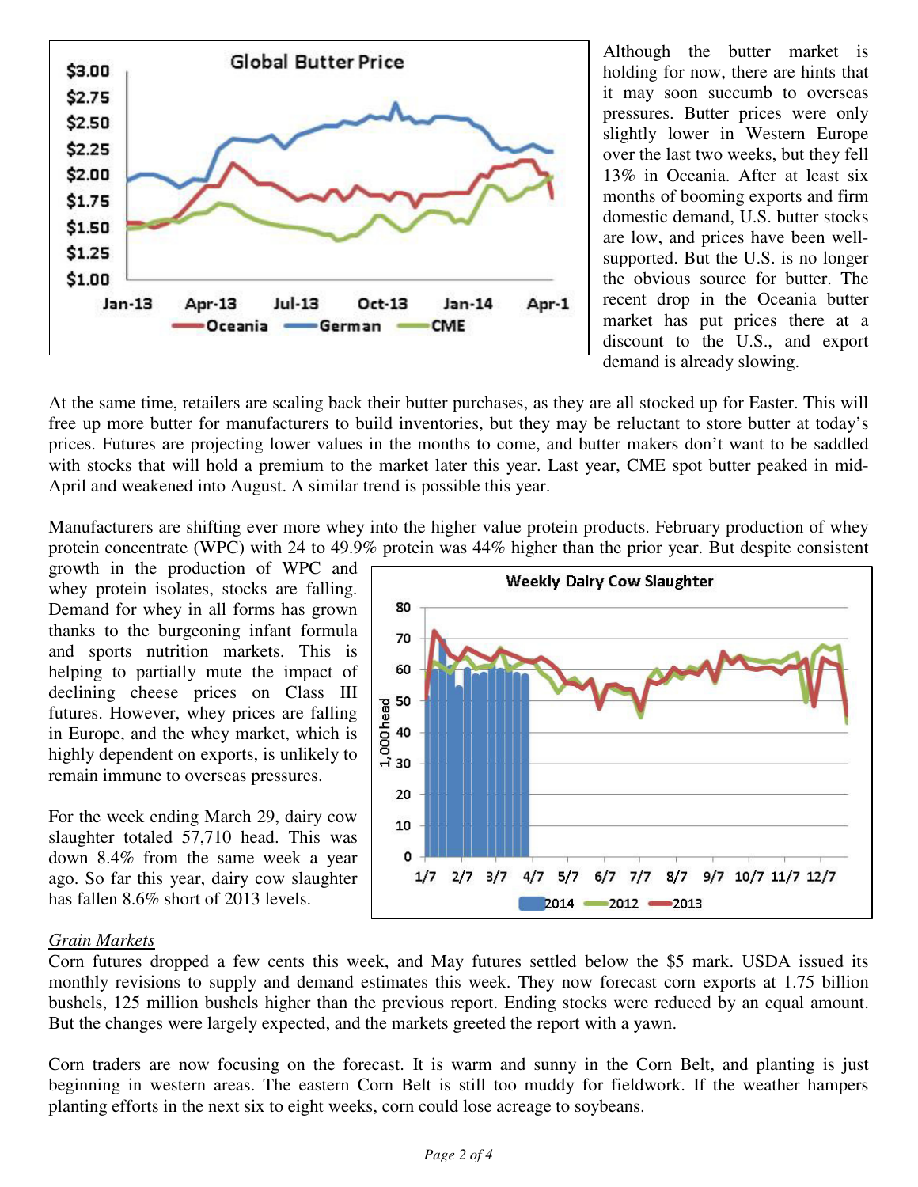Although the butter market is holding for now, there are hints that it may soon succumb to overseas pressures. Butter prices were only slightly lower in Western Europe over the last two weeks, but they fell 13% in Oceania. After at least six months of booming exports and firm domestic demand, U.S. butter stocks are low, and prices have been well-supported. But the U.S. is no longer the obvious source for butter. The recent drop in the Oceania butter market has put prices there at a discount to the U.S., and export demand is already slowing.

At the same time, retailers are scaling back their butter purchases, as they are all stocked up for Easter. This will free up more butter for manufacturers to build inventories, but they may be reluctant to store butter at today's prices. Futures are projecting lower values in the months to come, and butter makers don't want to be saddled with stocks that will hold a premium to the market later this year. Last year, CME spot butter peaked in mid-April and weakened into August. A similar trend is possible this year.

Manufacturers are shifting ever more whey into the higher value protein products. February production of whey protein concentrate (WPC) with 24 to 49.9% protein was 44% higher than the prior year. But despite consistent growth in the production of WPC and whey protein isolates, stocks are falling. Demand for whey in all forms has grown thanks to the burgeoning infant formula and sports nutrition markets. This is helping to partially mute the impact of declining cheese prices on Class III futures. However, whey prices are falling in Europe, and the whey market, which is highly dependent on exports, is unlikely to remain immune to overseas pressures.

For the week ending March 29, dairy cow slaughter totaled 57,710 head. This was down 8.4% from the same week a year ago. So far this year, dairy cow slaughter has fallen 8.6% short of 2013 levels.

*Grain Markets*

Corn futures dropped a few cents this week, and May futures settled below the $5 mark. USDA issued its monthly revisions to supply and demand estimates this week. They now forecast corn exports at 1.75 billion bushels, 125 million bushels higher than the previous report. Ending stocks were reduced by an equal amount. But the changes were largely expected, and the markets greeted the report with a yawn.

Corn traders are now focusing on the forecast. It is warm and sunny in the Corn Belt, and planting is just beginning in western areas. The eastern Corn Belt is still too muddy for fieldwork. If the weather hampers planting efforts in the next six to eight weeks, corn could lose acreage to soybeans.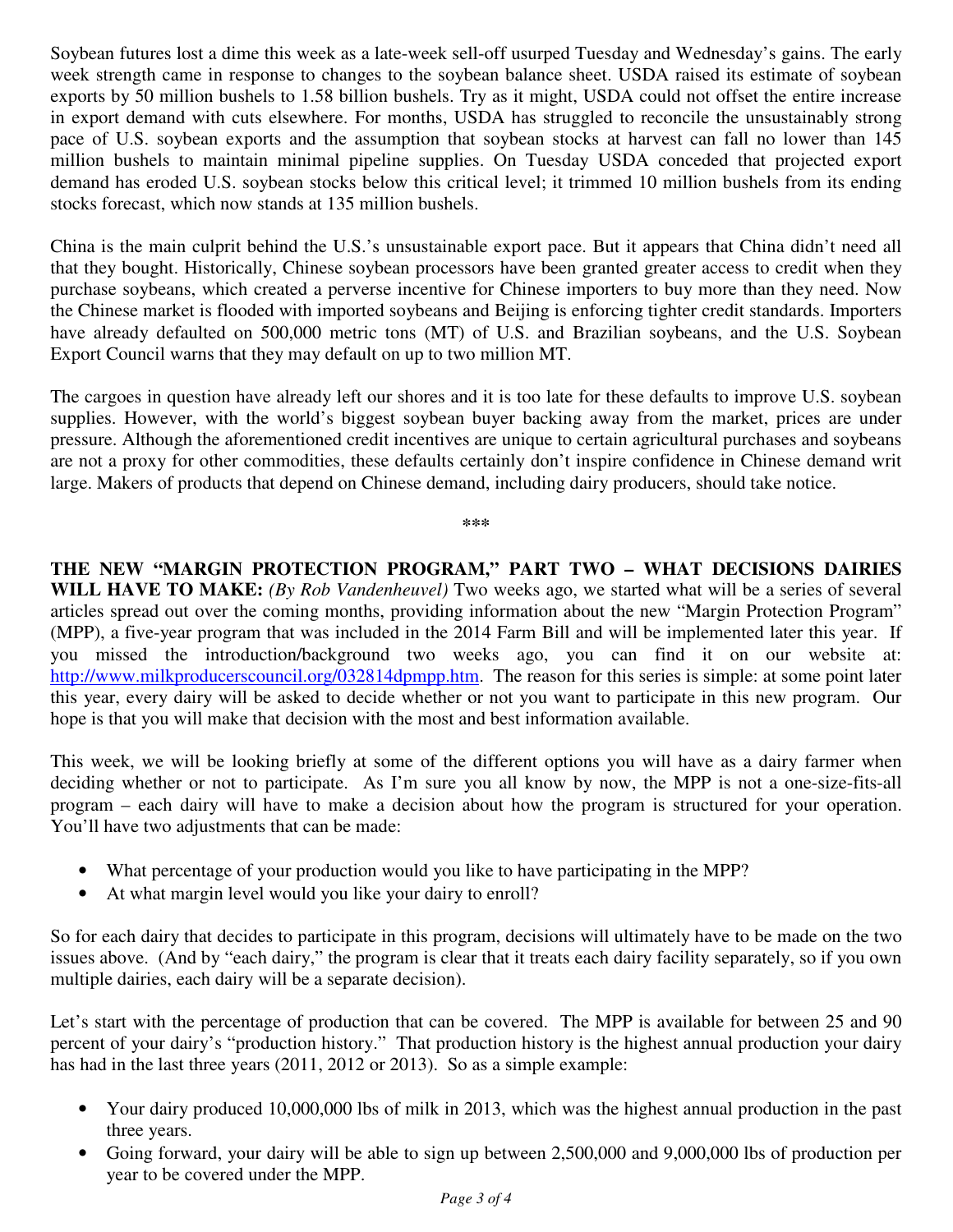Soybean futures lost a dime this week as a late-week sell-off usurped Tuesday and Wednesday's gains. The early week strength came in response to changes to the soybean balance sheet. USDA raised its estimate of soybean exports by 50 million bushels to 1.58 billion bushels. Try as it might, USDA could not offset the entire increase in export demand with cuts elsewhere. For months, USDA has struggled to reconcile the unsustainably strong pace of U.S. soybean exports and the assumption that soybean stocks at harvest can fall no lower than 145 million bushels to maintain minimal pipeline supplies. On Tuesday USDA conceded that projected export demand has eroded U.S. soybean stocks below this critical level; it trimmed 10 million bushels from its ending stocks forecast, which now stands at 135 million bushels.

China is the main culprit behind the U.S.'s unsustainable export pace. But it appears that China didn't need all that they bought. Historically, Chinese soybean processors have been granted greater access to credit when they purchase soybeans, which created a perverse incentive for Chinese importers to buy more than they need. Now the Chinese market is flooded with imported soybeans and Beijing is enforcing tighter credit standards. Importers have already defaulted on 500,000 metric tons (MT) of U.S. and Brazilian soybeans, and the U.S. Soybean Export Council warns that they may default on up to two million MT.

The cargoes in question have already left our shores and it is too late for these defaults to improve U.S. soybean supplies. However, with the world's biggest soybean buyer backing away from the market, prices are under pressure. Although the aforementioned credit incentives are unique to certain agricultural purchases and soybeans are not a proxy for other commodities, these defaults certainly don't inspire confidence in Chinese demand writ large. Makers of products that depend on Chinese demand, including dairy producers, should take notice.

***

**THE NEW "MARGIN PROTECTION PROGRAM," PART TWO – WHAT DECISIONS DAIRIES WILL HAVE TO MAKE:** *(By Rob Vandenheuvel)* Two weeks ago, we started what will be a series of several articles spread out over the coming months, providing information about the new "Margin Protection Program" (MPP), a five-year program that was included in the 2014 Farm Bill and will be implemented later this year. If you missed the introduction/background two weeks ago, you can find it on our website at: http://www.milkproducerscouncil.org/032814dpmpp.htm. The reason for this series is simple: at some point later this year, every dairy will be asked to decide whether or not you want to participate in this new program. Our hope is that you will make that decision with the most and best information available.

This week, we will be looking briefly at some of the different options you will have as a dairy farmer when deciding whether or not to participate. As I'm sure you all know by now, the MPP is not a one-size-fits-all program – each dairy will have to make a decision about how the program is structured for your operation. You'll have two adjustments that can be made:

- What percentage of your production would you like to have participating in the MPP?
- At what margin level would you like your dairy to enroll?

So for each dairy that decides to participate in this program, decisions will ultimately have to be made on the two issues above. (And by "each dairy," the program is clear that it treats each dairy facility separately, so if you own multiple dairies, each dairy will be a separate decision).

Let's start with the percentage of production that can be covered. The MPP is available for between 25 and 90 percent of your dairy's "production history." That production history is the highest annual production your dairy has had in the last three years (2011, 2012 or 2013). So as a simple example:

- Your dairy produced 10,000,000 lbs of milk in 2013, which was the highest annual production in the past three years.
- Going forward, your dairy will be able to sign up between 2,500,000 and 9,000,000 lbs of production per year to be covered under the MPP.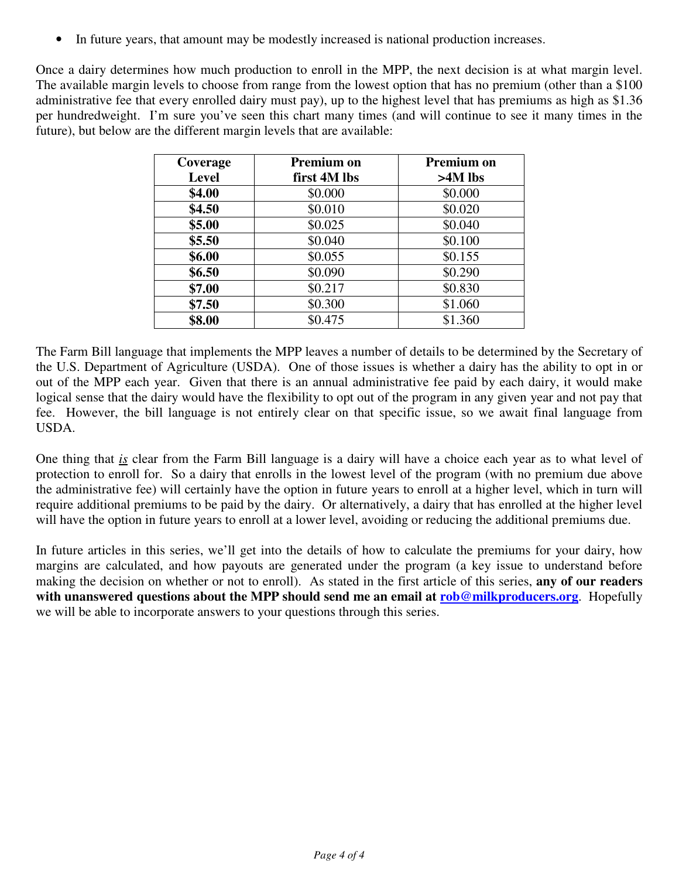- In future years, that amount may be modestly increased is national production increases.

Once a dairy determines how much production to enroll in the MPP, the next decision is at what margin level. The available margin levels to choose from range from the lowest option that has no premium (other than a $100 administrative fee that every enrolled dairy must pay), up to the highest level that has premiums as high as $1.36 per hundredweight. I'm sure you've seen this chart many times (and will continue to see it many times in the future), but below are the different margin levels that are available:

| Coverage Level | Premium on first 4M lbs | Premium on >4M lbs |
|---|---|---|
| **$4.00** | $0.000 | $0.000 |
| **$4.50** | $0.010 | $0.020 |
| **$5.00** | $0.025 | $0.040 |
| **$5.50** | $0.040 | $0.100 |
| **$6.00** | $0.055 | $0.155 |
| **$6.50** | $0.090 | $0.290 |
| **$7.00** | $0.217 | $0.830 |
| **$7.50** | $0.300 | $1.060 |
| **$8.00** | $0.475 | $1.360 |

The Farm Bill language that implements the MPP leaves a number of details to be determined by the Secretary of the U.S. Department of Agriculture (USDA). One of those issues is whether a dairy has the ability to opt in or out of the MPP each year. Given that there is an annual administrative fee paid by each dairy, it would make logical sense that the dairy would have the flexibility to opt out of the program in any given year and not pay that fee. However, the bill language is not entirely clear on that specific issue, so we await final language from USDA.

One thing that ***is*** clear from the Farm Bill language is a dairy will have a choice each year as to what level of protection to enroll for. So a dairy that enrolls in the lowest level of the program (with no premium due above the administrative fee) will certainly have the option in future years to enroll at a higher level, which in turn will require additional premiums to be paid by the dairy. Or alternatively, a dairy that has enrolled at the higher level will have the option in future years to enroll at a lower level, avoiding or reducing the additional premiums due.

In future articles in this series, we'll get into the details of how to calculate the premiums for your dairy, how margins are calculated, and how payouts are generated under the program (a key issue to understand before making the decision on whether or not to enroll). As stated in the first article of this series, **any of our readers with unanswered questions about the MPP should send me an email at rob@milkproducers.org**. Hopefully we will be able to incorporate answers to your questions through this series.